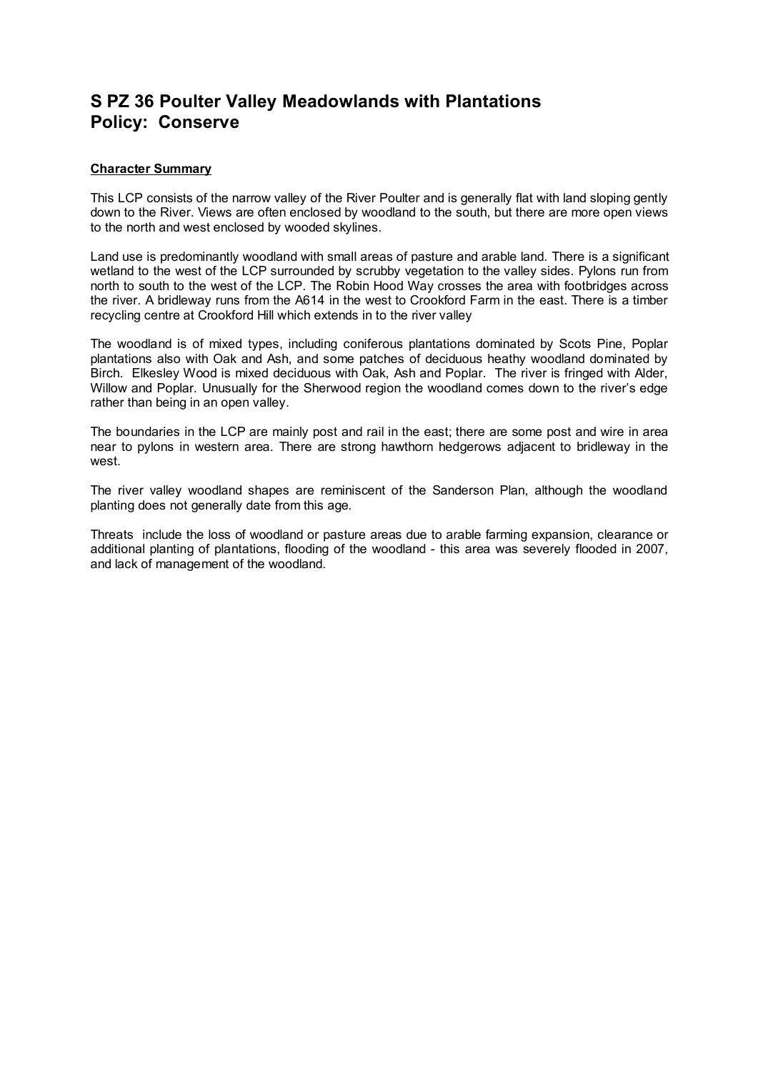# S PZ 36 Poulter Valley Meadowlands with Plantations
# Policy: Conserve

**Character Summary**

This LCP consists of the narrow valley of the River Poulter and is generally flat with land sloping gently down to the River. Views are often enclosed by woodland to the south, but there are more open views to the north and west enclosed by wooded skylines.

Land use is predominantly woodland with small areas of pasture and arable land. There is a significant wetland to the west of the LCP surrounded by scrubby vegetation to the valley sides. Pylons run from north to south to the west of the LCP. The Robin Hood Way crosses the area with footbridges across the river. A bridleway runs from the A614 in the west to Crookford Farm in the east. There is a timber recycling centre at Crookford Hill which extends in to the river valley

The woodland is of mixed types, including coniferous plantations dominated by Scots Pine, Poplar plantations also with Oak and Ash, and some patches of deciduous heathy woodland dominated by Birch. Elkesley Wood is mixed deciduous with Oak, Ash and Poplar. The river is fringed with Alder, Willow and Poplar. Unusually for the Sherwood region the woodland comes down to the river's edge rather than being in an open valley.

The boundaries in the LCP are mainly post and rail in the east; there are some post and wire in area near to pylons in western area. There are strong hawthorn hedgerows adjacent to bridleway in the west.

The river valley woodland shapes are reminiscent of the Sanderson Plan, although the woodland planting does not generally date from this age.

Threats include the loss of woodland or pasture areas due to arable farming expansion, clearance or additional planting of plantations, flooding of the woodland - this area was severely flooded in 2007, and lack of management of the woodland.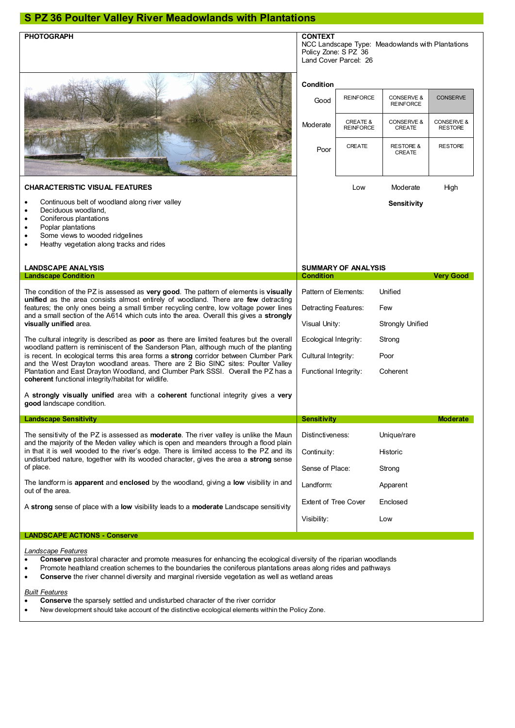# S PZ 36 Poulter Valley River Meadowlands with Plantations

**PHOTOGRAPH**

**CONTEXT**
NCC Landscape Type: Meadowlands with Plantations
Policy Zone: S PZ 36
Land Cover Parcel: 26

**Condition**

| | | | |
|---|---|---|---|
| Good | REINFORCE | CONSERVE & REINFORCE | CONSERVE |
| Moderate | CREATE & REINFORCE | CONSERVE & CREATE | CONSERVE & RESTORE |
| Poor | CREATE | RESTORE & CREATE | RESTORE |
| | Low | Moderate | High |

**Sensitivity**

**CHARACTERISTIC VISUAL FEATURES**

- Continuous belt of woodland along river valley
- Deciduous woodland,
- Coniferous plantations
- Poplar plantations
- Some views to wooded ridgelines
- Heathy vegetation along tracks and rides

## LANDSCAPE ANALYSIS

### Landscape Condition

The condition of the PZ is assessed as **very good**. The pattern of elements is **visually unified** as the area consists almost entirely of woodland. There are **few** detracting features; the only ones being a small timber recycling centre, low voltage power lines and a small section of the A614 which cuts into the area. Overall this gives a **strongly visually unified** area.

The cultural integrity is described as **poor** as there are limited features but the overall woodland pattern is reminiscent of the Sanderson Plan, although much of the planting is recent. In ecological terms this area forms a **strong** corridor between Clumber Park and the West Drayton woodland areas. There are 2 Bio SINC sites: Poulter Valley Plantation and East Drayton Woodland, and Clumber Park SSSI. Overall the PZ has a **coherent** functional integrity/habitat for wildlife.

A **strongly visually unified** area with a **coherent** functional integrity gives a **very good** landscape condition.

## SUMMARY OF ANALYSIS

| Condition | Very Good |
|---|---|
| Pattern of Elements: | Unified |
| Detracting Features: | Few |
| Visual Unity: | Strongly Unified |
| Ecological Integrity: | Strong |
| Cultural Integrity: | Poor |
| Functional Integrity: | Coherent |

### Landscape Sensitivity

The sensitivity of the PZ is assessed as **moderate**. The river valley is unlike the Maun and the majority of the Meden valley which is open and meanders through a flood plain in that it is well wooded to the river's edge. There is limited access to the PZ and its undisturbed nature, together with its wooded character, gives the area a **strong** sense of place.

The landform is **apparent** and **enclosed** by the woodland, giving a **low** visibility in and out of the area.

A **strong** sense of place with a **low** visibility leads to a **moderate** Landscape sensitivity

| Sensitivity | Moderate |
|---|---|
| Distinctiveness: | Unique/rare |
| Continuity: | Historic |
| Sense of Place: | Strong |
| Landform: | Apparent |
| Extent of Tree Cover | Enclosed |
| Visibility: | Low |

## LANDSCAPE ACTIONS - Conserve

*Landscape Features*

- **Conserve** pastoral character and promote measures for enhancing the ecological diversity of the riparian woodlands
- Promote heathland creation schemes to the boundaries the coniferous plantations areas along rides and pathways
- **Conserve** the river channel diversity and marginal riverside vegetation as well as wetland areas

*Built Features*

- **Conserve** the sparsely settled and undisturbed character of the river corridor
- New development should take account of the distinctive ecological elements within the Policy Zone.